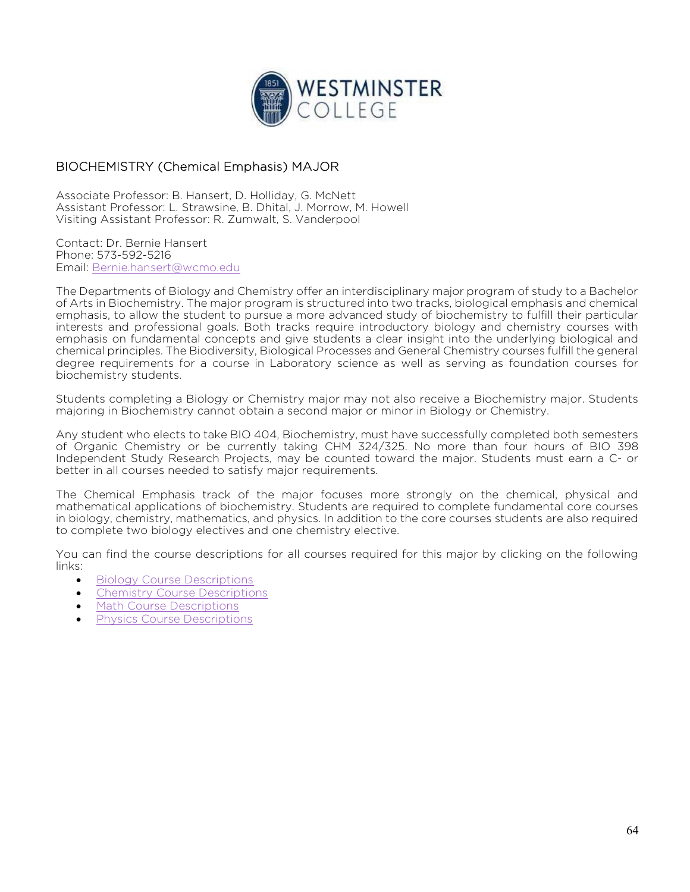## BIOCHEMISTRY (Chemical Emphasis) MAJOR

Associate Professor: B. Hansert, D. Holliday, G. McNett
Assistant Professor: L. Strawsine, B. Dhital, J. Morrow, M. Howell
Visiting Assistant Professor: R. Zumwalt, S. Vanderpool

Contact: Dr. Bernie Hansert
Phone: 573-592-5216
Email: [Bernie.hansert@wcmo.edu](mailto:Bernie.hansert@wcmo.edu)

The Departments of Biology and Chemistry offer an interdisciplinary major program of study to a Bachelor of Arts in Biochemistry. The major program is structured into two tracks, biological emphasis and chemical emphasis, to allow the student to pursue a more advanced study of biochemistry to fulfill their particular interests and professional goals. Both tracks require introductory biology and chemistry courses with emphasis on fundamental concepts and give students a clear insight into the underlying biological and chemical principles. The Biodiversity, Biological Processes and General Chemistry courses fulfill the general degree requirements for a course in Laboratory science as well as serving as foundation courses for biochemistry students.

Students completing a Biology or Chemistry major may not also receive a Biochemistry major. Students majoring in Biochemistry cannot obtain a second major or minor in Biology or Chemistry.

Any student who elects to take BIO 404, Biochemistry, must have successfully completed both semesters of Organic Chemistry or be currently taking CHM 324/325. No more than four hours of BIO 398 Independent Study Research Projects, may be counted toward the major. Students must earn a C- or better in all courses needed to satisfy major requirements.

The Chemical Emphasis track of the major focuses more strongly on the chemical, physical and mathematical applications of biochemistry. Students are required to complete fundamental core courses in biology, chemistry, mathematics, and physics. In addition to the core courses students are also required to complete two biology electives and one chemistry elective.

You can find the course descriptions for all courses required for this major by clicking on the following links:

- Biology Course Descriptions
- Chemistry Course Descriptions
- Math Course Descriptions
- Physics Course Descriptions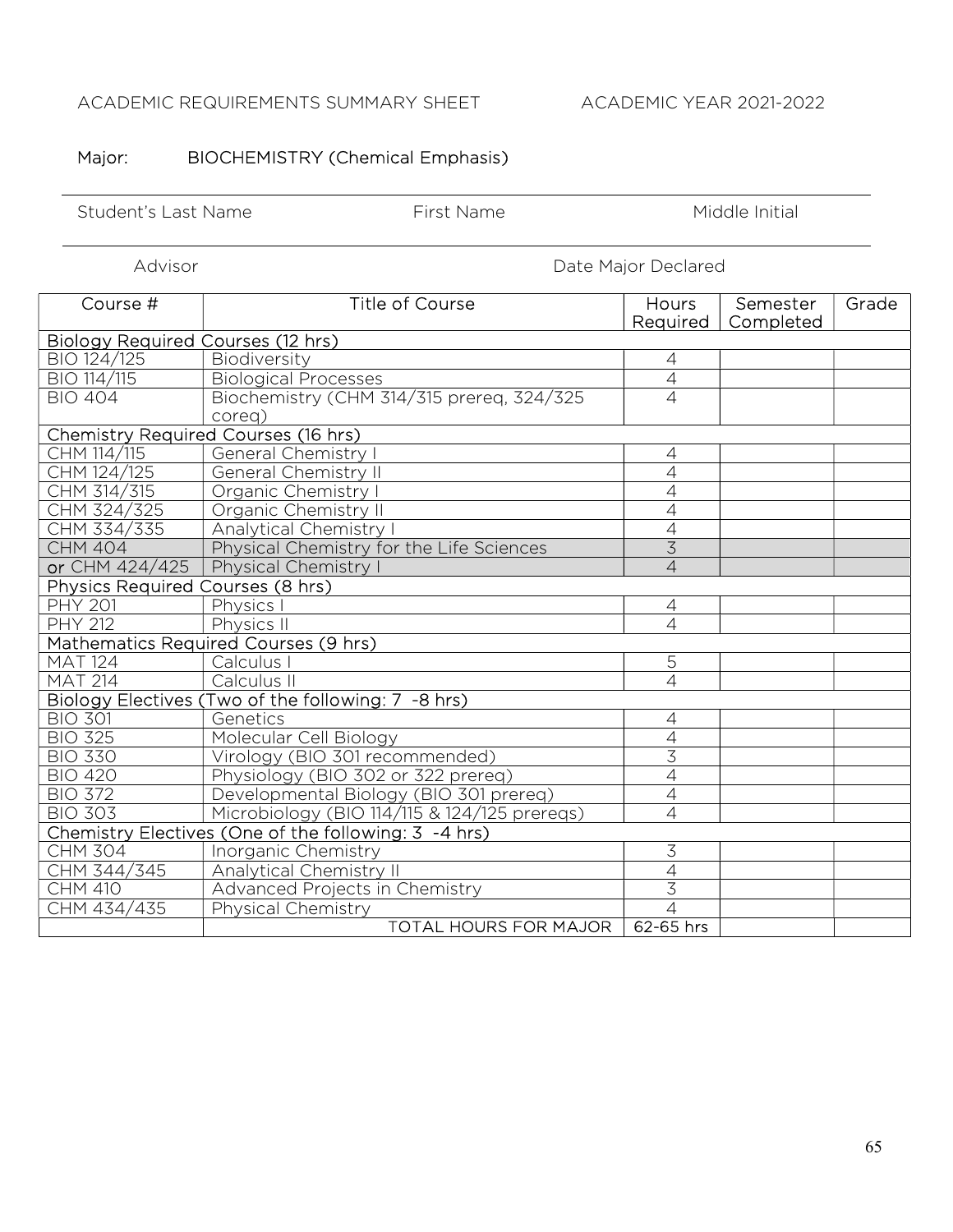ACADEMIC REQUIREMENTS SUMMARY SHEET ACADEMIC YEAR 2021-2022

Major: BIOCHEMISTRY (Chemical Emphasis)

Student's Last Name First Name Middle Initial

Advisor Date Major Declared

| Course # | Title of Course | Hours Required | Semester Completed | Grade |
|---|---|---|---|---|
| Biology Required Courses (12 hrs) | | | | |
| BIO 124/125 | Biodiversity | 4 | | |
| BIO 114/115 | Biological Processes | 4 | | |
| BIO 404 | Biochemistry (CHM 314/315 prereq, 324/325 coreq) | 4 | | |
| Chemistry Required Courses (16 hrs) | | | | |
| CHM 114/115 | General Chemistry I | 4 | | |
| CHM 124/125 | General Chemistry II | 4 | | |
| CHM 314/315 | Organic Chemistry I | 4 | | |
| CHM 324/325 | Organic Chemistry II | 4 | | |
| CHM 334/335 | Analytical Chemistry I | 4 | | |
| CHM 404 | Physical Chemistry for the Life Sciences | 3 | | |
| or CHM 424/425 | Physical Chemistry I | 4 | | |
| Physics Required Courses (8 hrs) | | | | |
| PHY 201 | Physics I | 4 | | |
| PHY 212 | Physics II | 4 | | |
| Mathematics Required Courses (9 hrs) | | | | |
| MAT 124 | Calculus I | 5 | | |
| MAT 214 | Calculus II | 4 | | |
| Biology Electives (Two of the following: 7 -8 hrs) | | | | |
| BIO 301 | Genetics | 4 | | |
| BIO 325 | Molecular Cell Biology | 4 | | |
| BIO 330 | Virology (BIO 301 recommended) | 3 | | |
| BIO 420 | Physiology (BIO 302 or 322 prereq) | 4 | | |
| BIO 372 | Developmental Biology (BIO 301 prereq) | 4 | | |
| BIO 303 | Microbiology (BIO 114/115 & 124/125 prereqs) | 4 | | |
| Chemistry Electives (One of the following: 3 -4 hrs) | | | | |
| CHM 304 | Inorganic Chemistry | 3 | | |
| CHM 344/345 | Analytical Chemistry II | 4 | | |
| CHM 410 | Advanced Projects in Chemistry | 3 | | |
| CHM 434/435 | Physical Chemistry | 4 | | |
| | TOTAL HOURS FOR MAJOR | 62-65 hrs | | |